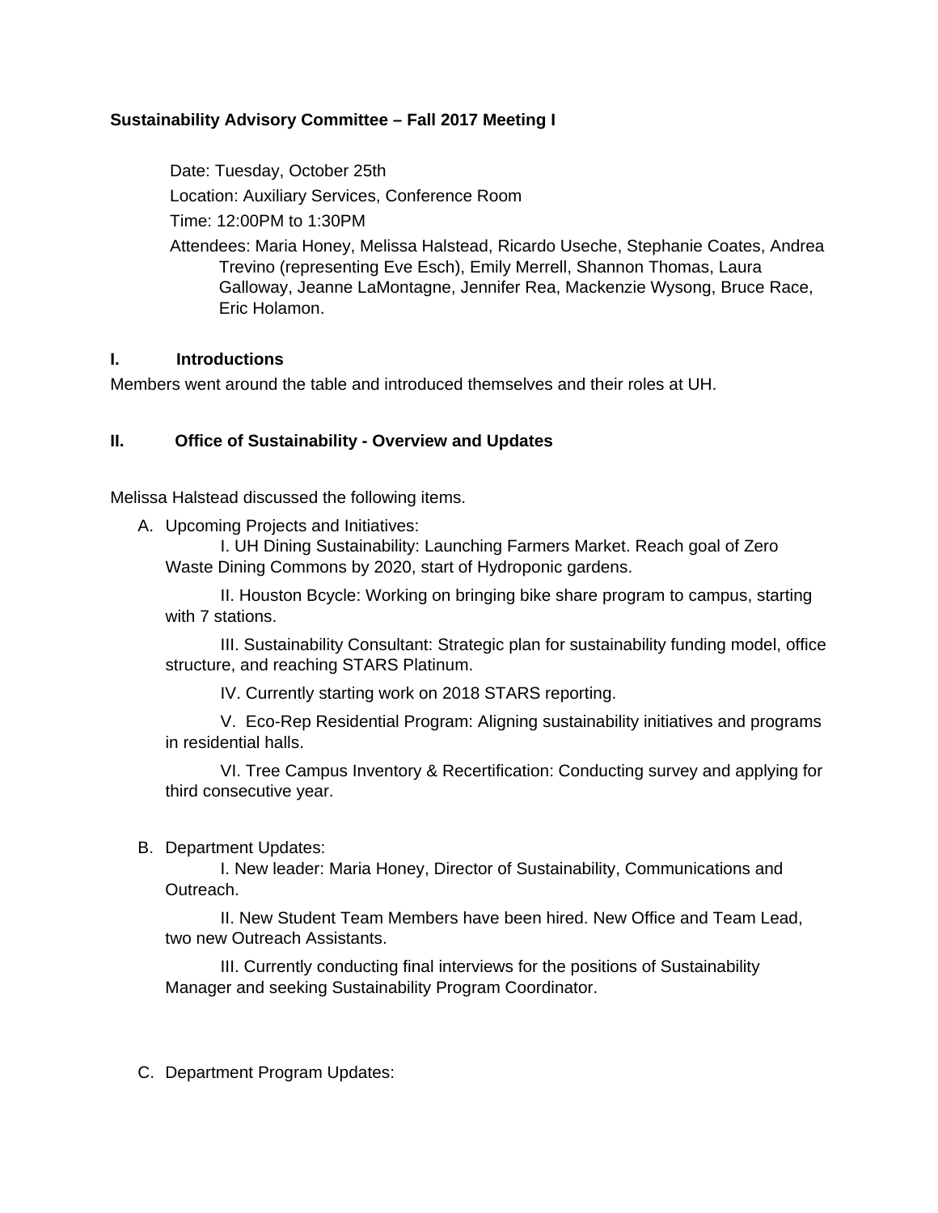**Sustainability Advisory Committee – Fall 2017 Meeting I**

Date: Tuesday, October 25th

Location: Auxiliary Services, Conference Room

Time: 12:00PM to 1:30PM

Attendees: Maria Honey, Melissa Halstead, Ricardo Useche, Stephanie Coates, Andrea Trevino (representing Eve Esch), Emily Merrell, Shannon Thomas, Laura Galloway, Jeanne LaMontagne, Jennifer Rea, Mackenzie Wysong, Bruce Race, Eric Holamon.

## I. Introductions

Members went around the table and introduced themselves and their roles at UH.

## II. Office of Sustainability - Overview and Updates

Melissa Halstead discussed the following items.

A. Upcoming Projects and Initiatives:

I. UH Dining Sustainability: Launching Farmers Market. Reach goal of Zero Waste Dining Commons by 2020, start of Hydroponic gardens.

II. Houston Bcycle: Working on bringing bike share program to campus, starting with 7 stations.

III. Sustainability Consultant: Strategic plan for sustainability funding model, office structure, and reaching STARS Platinum.

IV. Currently starting work on 2018 STARS reporting.

V. Eco-Rep Residential Program: Aligning sustainability initiatives and programs in residential halls.

VI. Tree Campus Inventory & Recertification: Conducting survey and applying for third consecutive year.

B. Department Updates:

I. New leader: Maria Honey, Director of Sustainability, Communications and Outreach.

II. New Student Team Members have been hired. New Office and Team Lead, two new Outreach Assistants.

III. Currently conducting final interviews for the positions of Sustainability Manager and seeking Sustainability Program Coordinator.

C. Department Program Updates: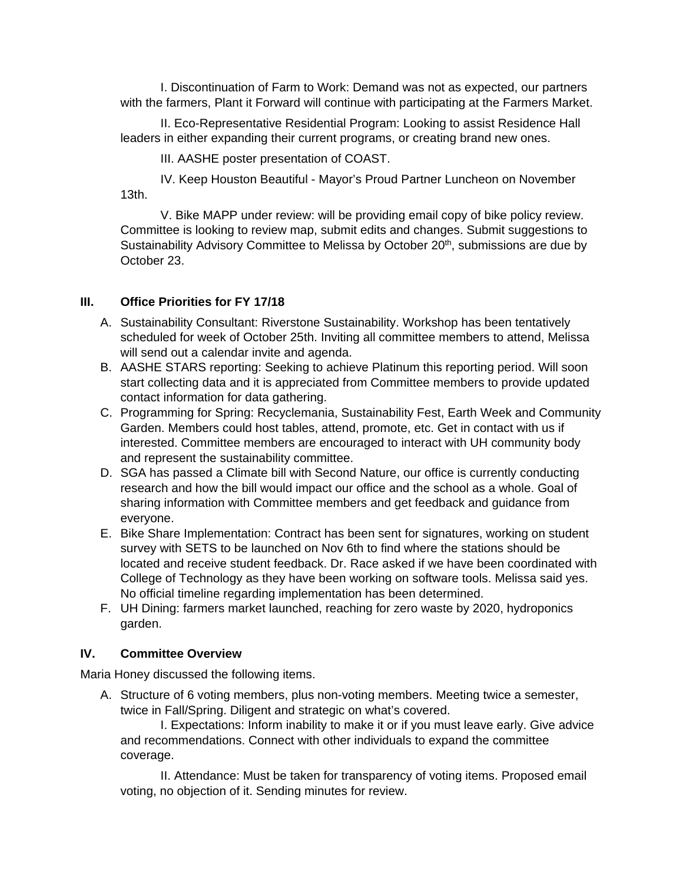I. Discontinuation of Farm to Work: Demand was not as expected, our partners with the farmers, Plant it Forward will continue with participating at the Farmers Market.

II. Eco-Representative Residential Program: Looking to assist Residence Hall leaders in either expanding their current programs, or creating brand new ones.

III. AASHE poster presentation of COAST.

IV. Keep Houston Beautiful - Mayor's Proud Partner Luncheon on November 13th.

V. Bike MAPP under review: will be providing email copy of bike policy review. Committee is looking to review map, submit edits and changes. Submit suggestions to Sustainability Advisory Committee to Melissa by October 20th, submissions are due by October 23.

## III. Office Priorities for FY 17/18

A. Sustainability Consultant: Riverstone Sustainability. Workshop has been tentatively scheduled for week of October 25th. Inviting all committee members to attend, Melissa will send out a calendar invite and agenda.
B. AASHE STARS reporting: Seeking to achieve Platinum this reporting period. Will soon start collecting data and it is appreciated from Committee members to provide updated contact information for data gathering.
C. Programming for Spring: Recyclemania, Sustainability Fest, Earth Week and Community Garden. Members could host tables, attend, promote, etc. Get in contact with us if interested. Committee members are encouraged to interact with UH community body and represent the sustainability committee.
D. SGA has passed a Climate bill with Second Nature, our office is currently conducting research and how the bill would impact our office and the school as a whole. Goal of sharing information with Committee members and get feedback and guidance from everyone.
E. Bike Share Implementation: Contract has been sent for signatures, working on student survey with SETS to be launched on Nov 6th to find where the stations should be located and receive student feedback. Dr. Race asked if we have been coordinated with College of Technology as they have been working on software tools. Melissa said yes. No official timeline regarding implementation has been determined.
F. UH Dining: farmers market launched, reaching for zero waste by 2020, hydroponics garden.

## IV. Committee Overview

Maria Honey discussed the following items.

A. Structure of 6 voting members, plus non-voting members. Meeting twice a semester, twice in Fall/Spring. Diligent and strategic on what's covered.

I. Expectations: Inform inability to make it or if you must leave early. Give advice and recommendations. Connect with other individuals to expand the committee coverage.

II. Attendance: Must be taken for transparency of voting items. Proposed email voting, no objection of it. Sending minutes for review.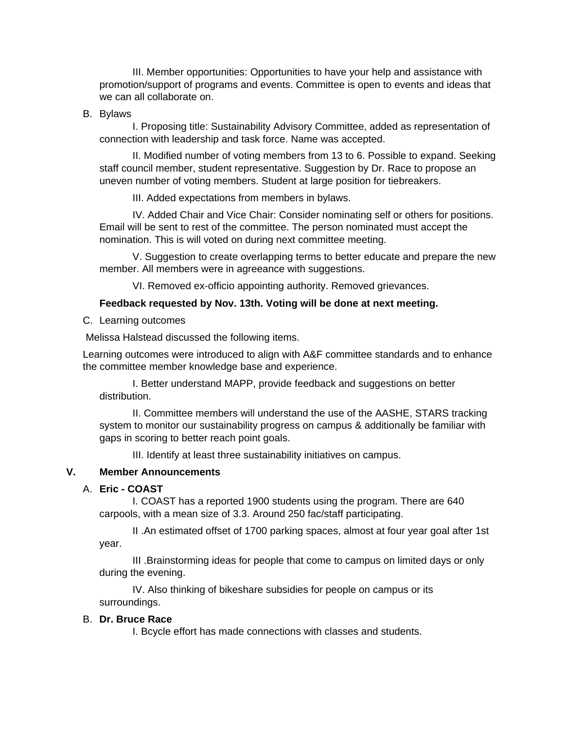III. Member opportunities: Opportunities to have your help and assistance with promotion/support of programs and events. Committee is open to events and ideas that we can all collaborate on.

B. Bylaws

I. Proposing title: Sustainability Advisory Committee, added as representation of connection with leadership and task force. Name was accepted.

II. Modified number of voting members from 13 to 6. Possible to expand. Seeking staff council member, student representative. Suggestion by Dr. Race to propose an uneven number of voting members. Student at large position for tiebreakers.

III. Added expectations from members in bylaws.

IV. Added Chair and Vice Chair: Consider nominating self or others for positions. Email will be sent to rest of the committee. The person nominated must accept the nomination. This is will voted on during next committee meeting.

V. Suggestion to create overlapping terms to better educate and prepare the new member. All members were in agreeance with suggestions.

VI. Removed ex-officio appointing authority. Removed grievances.

**Feedback requested by Nov. 13th. Voting will be done at next meeting.**

C. Learning outcomes

Melissa Halstead discussed the following items.

Learning outcomes were introduced to align with A&F committee standards and to enhance the committee member knowledge base and experience.

I. Better understand MAPP, provide feedback and suggestions on better distribution.

II. Committee members will understand the use of the AASHE, STARS tracking system to monitor our sustainability progress on campus & additionally be familiar with gaps in scoring to better reach point goals.

III. Identify at least three sustainability initiatives on campus.

## V. Member Announcements

A. **Eric - COAST**

I. COAST has a reported 1900 students using the program. There are 640 carpools, with a mean size of 3.3. Around 250 fac/staff participating.

II .An estimated offset of 1700 parking spaces, almost at four year goal after 1st year.

III .Brainstorming ideas for people that come to campus on limited days or only during the evening.

IV. Also thinking of bikeshare subsidies for people on campus or its surroundings.

B. **Dr. Bruce Race**

I. Bcycle effort has made connections with classes and students.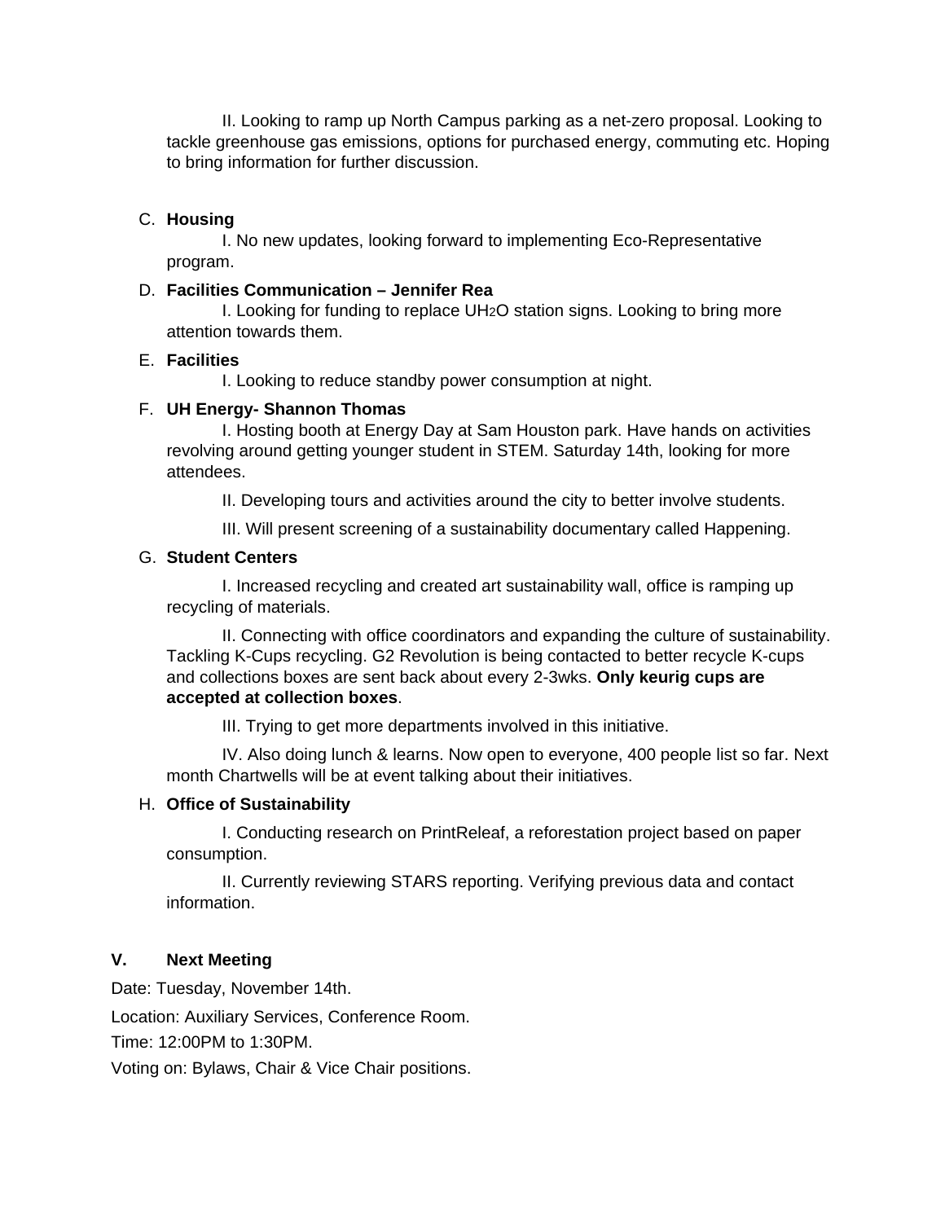II. Looking to ramp up North Campus parking as a net-zero proposal. Looking to tackle greenhouse gas emissions, options for purchased energy, commuting etc. Hoping to bring information for further discussion.

C. **Housing**

I. No new updates, looking forward to implementing Eco-Representative program.

D. **Facilities Communication – Jennifer Rea**

I. Looking for funding to replace UH$_2$O station signs. Looking to bring more attention towards them.

E. **Facilities**

I. Looking to reduce standby power consumption at night.

F. **UH Energy- Shannon Thomas**

I. Hosting booth at Energy Day at Sam Houston park. Have hands on activities revolving around getting younger student in STEM. Saturday 14th, looking for more attendees.

II. Developing tours and activities around the city to better involve students.

III. Will present screening of a sustainability documentary called Happening.

G. **Student Centers**

I. Increased recycling and created art sustainability wall, office is ramping up recycling of materials.

II. Connecting with office coordinators and expanding the culture of sustainability. Tackling K-Cups recycling. G2 Revolution is being contacted to better recycle K-cups and collections boxes are sent back about every 2-3wks. **Only keurig cups are accepted at collection boxes**.

III. Trying to get more departments involved in this initiative.

IV. Also doing lunch & learns. Now open to everyone, 400 people list so far. Next month Chartwells will be at event talking about their initiatives.

H. **Office of Sustainability**

I. Conducting research on PrintReleaf, a reforestation project based on paper consumption.

II. Currently reviewing STARS reporting. Verifying previous data and contact information.

## V. Next Meeting

Date: Tuesday, November 14th.

Location: Auxiliary Services, Conference Room.

Time: 12:00PM to 1:30PM.

Voting on: Bylaws, Chair & Vice Chair positions.